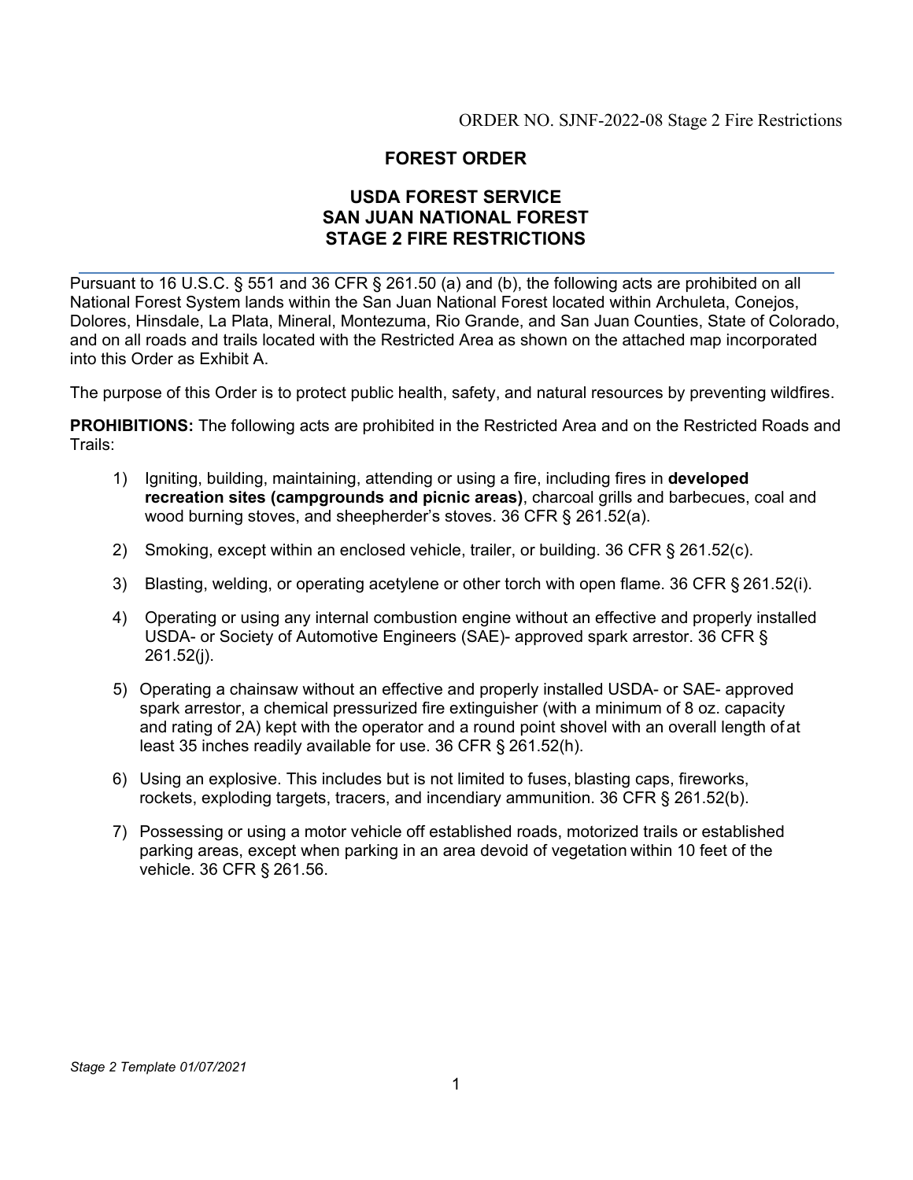ORDER NO. SJNF-2022-08 Stage 2 Fire Restrictions

# FOREST ORDER

## USDA FOREST SERVICE
## SAN JUAN NATIONAL FOREST
## STAGE 2 FIRE RESTRICTIONS

Pursuant to 16 U.S.C. § 551 and 36 CFR § 261.50 (a) and (b), the following acts are prohibited on all National Forest System lands within the San Juan National Forest located within Archuleta, Conejos, Dolores, Hinsdale, La Plata, Mineral, Montezuma, Rio Grande, and San Juan Counties, State of Colorado, and on all roads and trails located with the Restricted Area as shown on the attached map incorporated into this Order as Exhibit A.

The purpose of this Order is to protect public health, safety, and natural resources by preventing wildfires.

**PROHIBITIONS:** The following acts are prohibited in the Restricted Area and on the Restricted Roads and Trails:

1) Igniting, building, maintaining, attending or using a fire, including fires in **developed recreation sites (campgrounds and picnic areas)**, charcoal grills and barbecues, coal and wood burning stoves, and sheepherder's stoves. 36 CFR § 261.52(a).
2) Smoking, except within an enclosed vehicle, trailer, or building. 36 CFR § 261.52(c).
3) Blasting, welding, or operating acetylene or other torch with open flame. 36 CFR § 261.52(i).
4) Operating or using any internal combustion engine without an effective and properly installed USDA- or Society of Automotive Engineers (SAE)- approved spark arrestor. 36 CFR § 261.52(j).
5) Operating a chainsaw without an effective and properly installed USDA- or SAE- approved spark arrestor, a chemical pressurized fire extinguisher (with a minimum of 8 oz. capacity and rating of 2A) kept with the operator and a round point shovel with an overall length of at least 35 inches readily available for use. 36 CFR § 261.52(h).
6) Using an explosive. This includes but is not limited to fuses, blasting caps, fireworks, rockets, exploding targets, tracers, and incendiary ammunition. 36 CFR § 261.52(b).
7) Possessing or using a motor vehicle off established roads, motorized trails or established parking areas, except when parking in an area devoid of vegetation within 10 feet of the vehicle. 36 CFR § 261.56.

*Stage 2 Template 01/07/2021*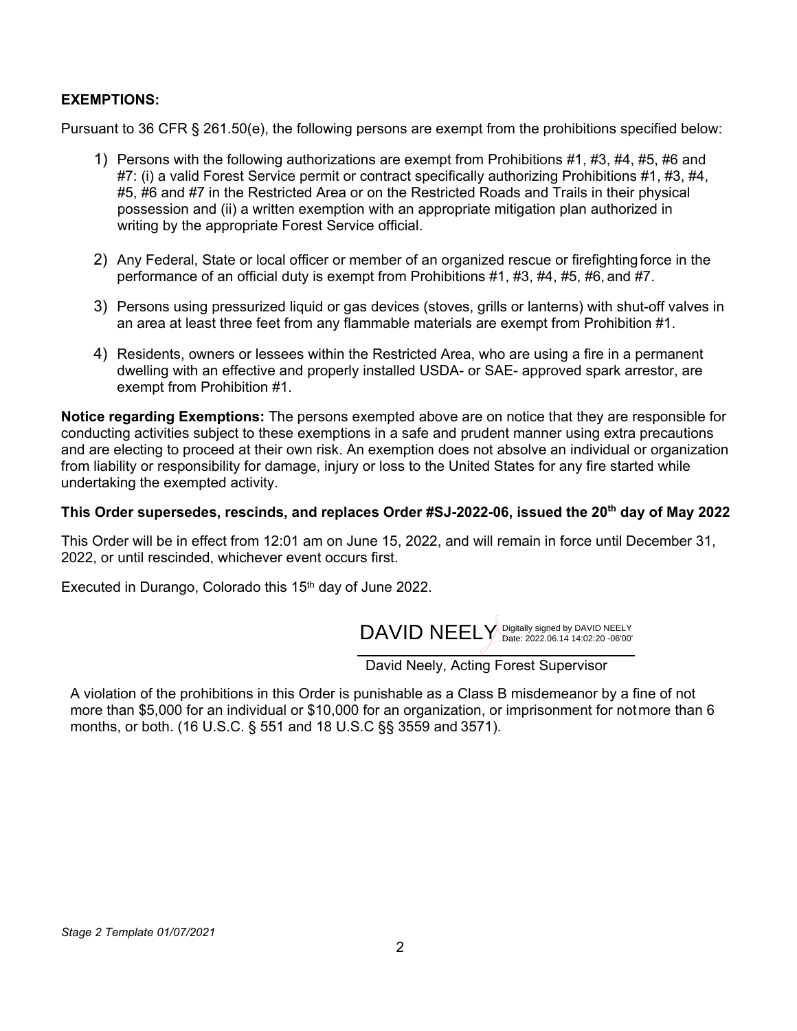**EXEMPTIONS:**

Pursuant to 36 CFR § 261.50(e), the following persons are exempt from the prohibitions specified below:

1) Persons with the following authorizations are exempt from Prohibitions #1, #3, #4, #5, #6 and #7: (i) a valid Forest Service permit or contract specifically authorizing Prohibitions #1, #3, #4, #5, #6 and #7 in the Restricted Area or on the Restricted Roads and Trails in their physical possession and (ii) a written exemption with an appropriate mitigation plan authorized in writing by the appropriate Forest Service official.

2) Any Federal, State or local officer or member of an organized rescue or firefighting force in the performance of an official duty is exempt from Prohibitions #1, #3, #4, #5, #6, and #7.

3) Persons using pressurized liquid or gas devices (stoves, grills or lanterns) with shut-off valves in an area at least three feet from any flammable materials are exempt from Prohibition #1.

4) Residents, owners or lessees within the Restricted Area, who are using a fire in a permanent dwelling with an effective and properly installed USDA- or SAE- approved spark arrestor, are exempt from Prohibition #1.

**Notice regarding Exemptions:** The persons exempted above are on notice that they are responsible for conducting activities subject to these exemptions in a safe and prudent manner using extra precautions and are electing to proceed at their own risk. An exemption does not absolve an individual or organization from liability or responsibility for damage, injury or loss to the United States for any fire started while undertaking the exempted activity.

**This Order supersedes, rescinds, and replaces Order #SJ-2022-06, issued the 20th day of May 2022**

This Order will be in effect from 12:01 am on June 15, 2022, and will remain in force until December 31, 2022, or until rescinded, whichever event occurs first.

Executed in Durango, Colorado this 15th day of June 2022.

DAVID NEELY Digitally signed by DAVID NEELY Date: 2022.06.14 14:02:20 -06'00'

David Neely, Acting Forest Supervisor

A violation of the prohibitions in this Order is punishable as a Class B misdemeanor by a fine of not more than $5,000 for an individual or $10,000 for an organization, or imprisonment for not more than 6 months, or both. (16 U.S.C. § 551 and 18 U.S.C §§ 3559 and 3571).

*Stage 2 Template 01/07/2021*